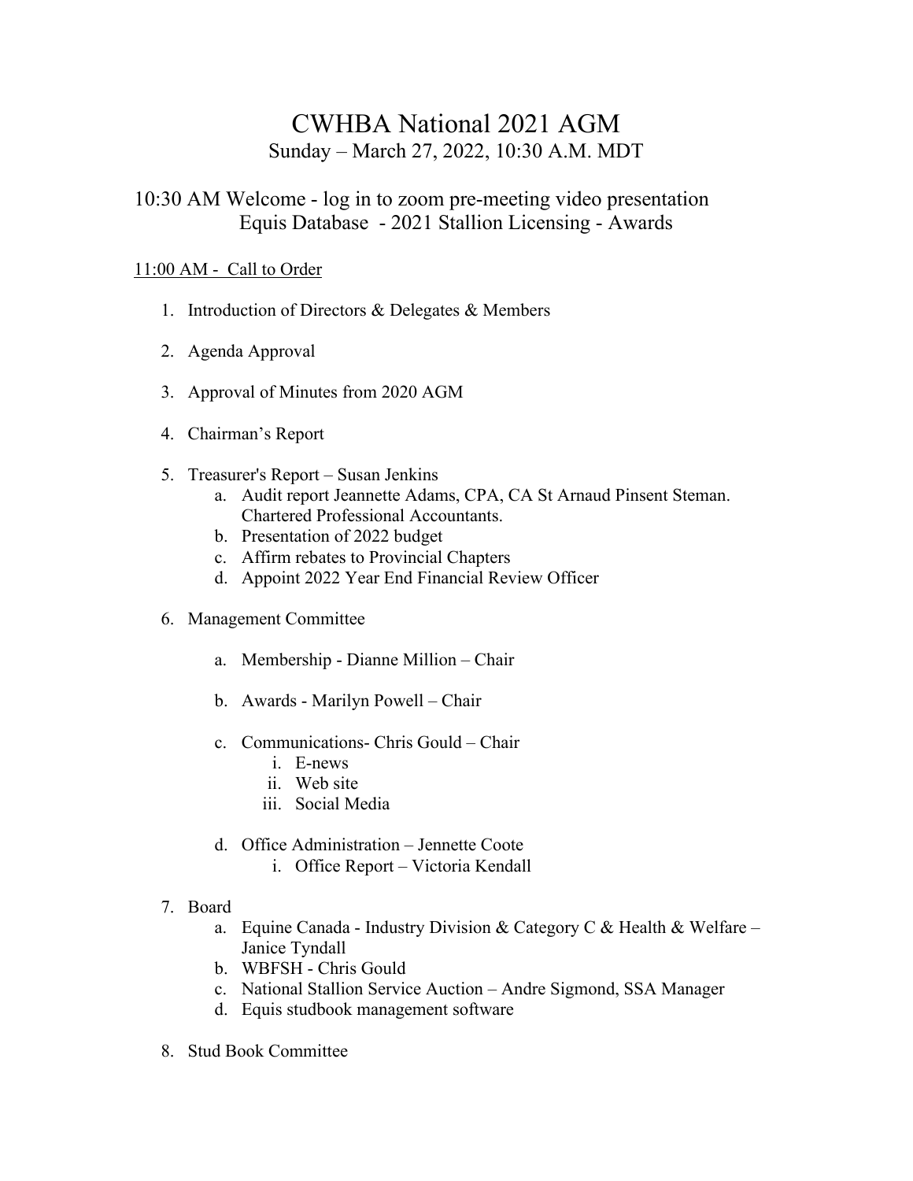# CWHBA National 2021 AGM

## Sunday – March 27, 2022, 10:30 A.M. MDT

### 10:30 AM Welcome - log in to zoom pre-meeting video presentation
### Equis Database - 2021 Stallion Licensing - Awards

11:00 AM - Call to Order

1. Introduction of Directors & Delegates & Members

2. Agenda Approval

3. Approval of Minutes from 2020 AGM

4. Chairman's Report

5. Treasurer's Report – Susan Jenkins
    a. Audit report Jeannette Adams, CPA, CA St Arnaud Pinsent Steman. Chartered Professional Accountants.
    b. Presentation of 2022 budget
    c. Affirm rebates to Provincial Chapters
    d. Appoint 2022 Year End Financial Review Officer

6. Management Committee

    a. Membership - Dianne Million – Chair

    b. Awards - Marilyn Powell – Chair

    c. Communications- Chris Gould – Chair
        i. E-news
        ii. Web site
        iii. Social Media

    d. Office Administration – Jennette Coote
        i. Office Report – Victoria Kendall

7. Board
    a. Equine Canada - Industry Division & Category C & Health & Welfare – Janice Tyndall
    b. WBFSH - Chris Gould
    c. National Stallion Service Auction – Andre Sigmond, SSA Manager
    d. Equis studbook management software

8. Stud Book Committee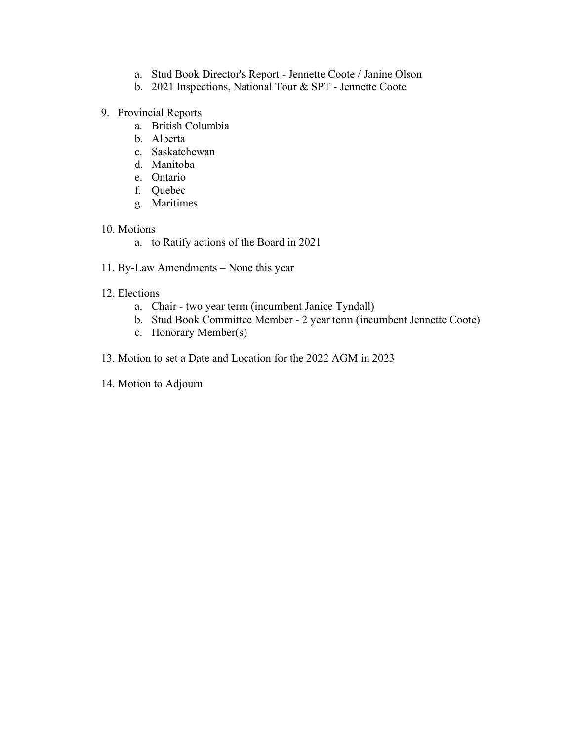a. Stud Book Director's Report - Jennette Coote / Janine Olson
   b. 2021 Inspections, National Tour & SPT - Jennette Coote

9. Provincial Reports
   a. British Columbia
   b. Alberta
   c. Saskatchewan
   d. Manitoba
   e. Ontario
   f. Quebec
   g. Maritimes

10. Motions
    a. to Ratify actions of the Board in 2021

11. By-Law Amendments – None this year

12. Elections
    a. Chair - two year term (incumbent Janice Tyndall)
    b. Stud Book Committee Member - 2 year term (incumbent Jennette Coote)
    c. Honorary Member(s)

13. Motion to set a Date and Location for the 2022 AGM in 2023

14. Motion to Adjourn